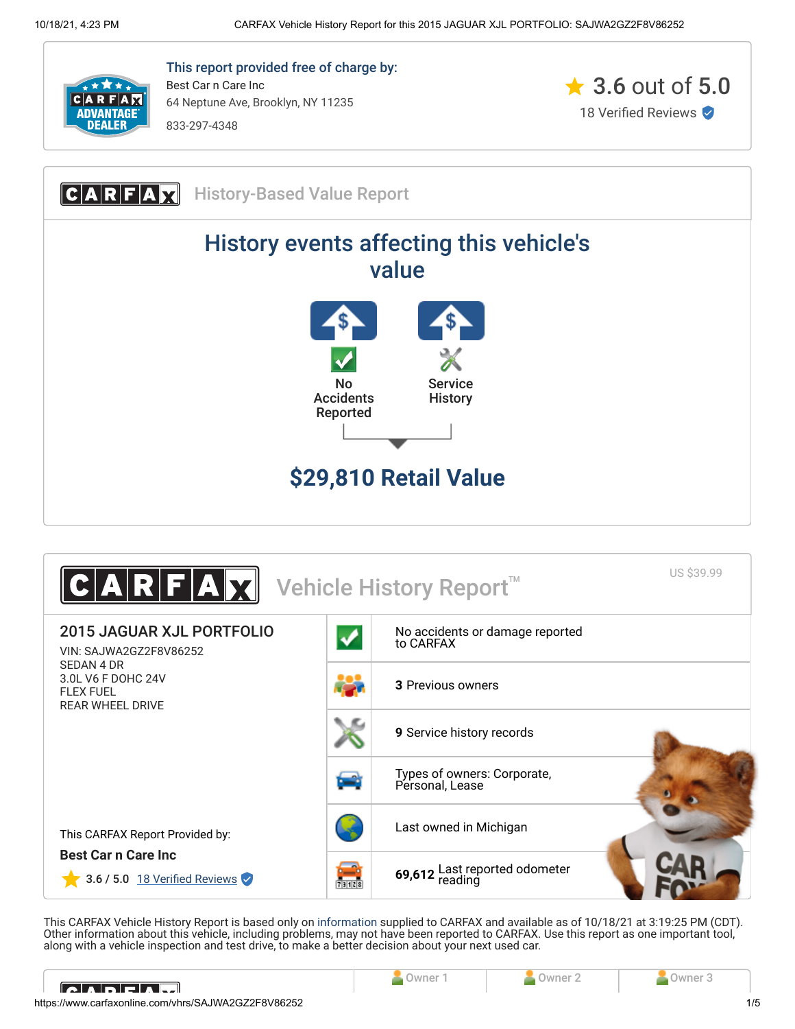This report provided free of charge by:

Best Car n Care Inc
64 Neptune Ave, Brooklyn, NY 11235
833-297-4348

3.6 out of 5.0
18 Verified Reviews

## CARFAX History-Based Value Report

### History events affecting this vehicle's value

- No Accidents Reported
- Service History

**$29,810 Retail Value**

## CARFAX Vehicle History Report™

US $39.99

**2015 JAGUAR XJL PORTFOLIO**
VIN: SAJWA2GZ2F8V86252
SEDAN 4 DR
3.0L V6 F DOHC 24V
FLEX FUEL
REAR WHEEL DRIVE

- No accidents or damage reported to CARFAX
- **3** Previous owners
- **9** Service history records
- Types of owners: Corporate, Personal, Lease
- Last owned in Michigan
- **69,612** Last reported odometer reading

This CARFAX Report Provided by:
**Best Car n Care Inc**
3.6 / 5.0 18 Verified Reviews

This CARFAX Vehicle History Report is based only on information supplied to CARFAX and available as of 10/18/21 at 3:19:25 PM (CDT). Other information about this vehicle, including problems, may not have been reported to CARFAX. Use this report as one important tool, along with a vehicle inspection and test drive, to make a better decision about your next used car.

| | Owner 1 | Owner 2 | Owner 3 |
|---|---|---|---|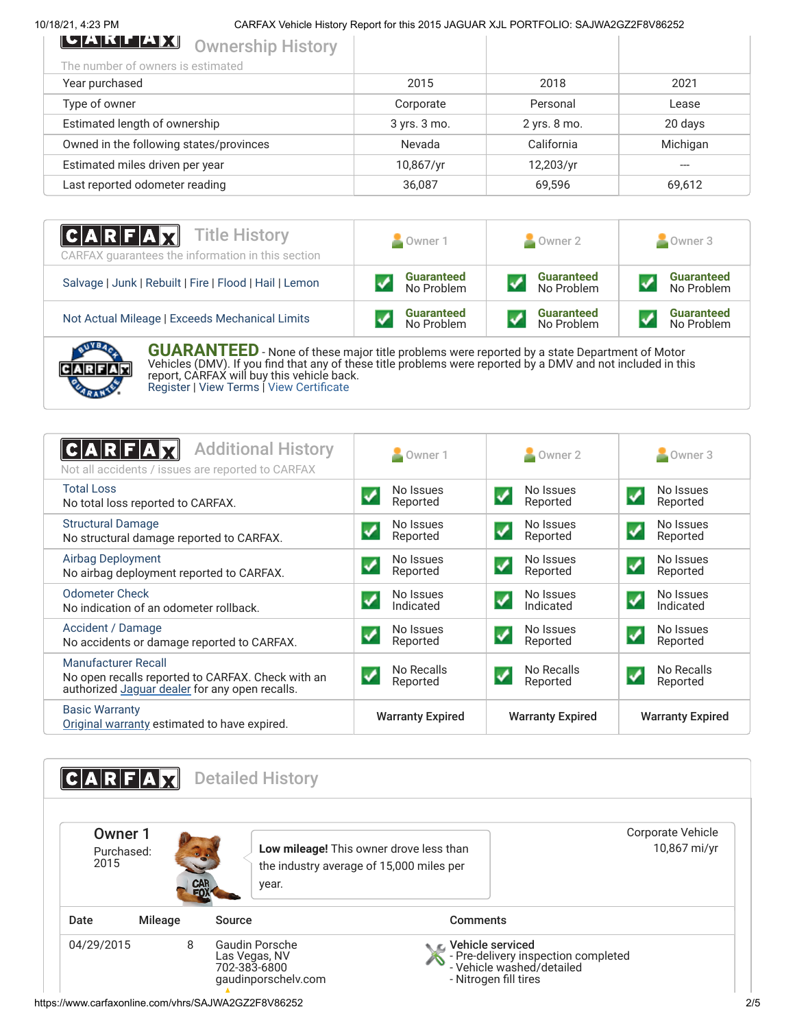## Ownership History

The number of owners is estimated

| | | | |
|---|---|---|---|
| Year purchased | 2015 | 2018 | 2021 |
| Type of owner | Corporate | Personal | Lease |
| Estimated length of ownership | 3 yrs. 3 mo. | 2 yrs. 8 mo. | 20 days |
| Owned in the following states/provinces | Nevada | California | Michigan |
| Estimated miles driven per year | 10,867/yr | 12,203/yr | --- |
| Last reported odometer reading | 36,087 | 69,596 | 69,612 |

## Title History

CARFAX guarantees the information in this section

| | Owner 1 | Owner 2 | Owner 3 |
|---|---|---|---|
| Salvage \| Junk \| Rebuilt \| Fire \| Flood \| Hail \| Lemon | Guaranteed No Problem | Guaranteed No Problem | Guaranteed No Problem |
| Not Actual Mileage \| Exceeds Mechanical Limits | Guaranteed No Problem | Guaranteed No Problem | Guaranteed No Problem |

**GUARANTEED** - None of these major title problems were reported by a state Department of Motor Vehicles (DMV). If you find that any of these title problems were reported by a DMV and not included in this report, CARFAX will buy this vehicle back.
Register | View Terms | View Certificate

## Additional History

Not all accidents / issues are reported to CARFAX

| | Owner 1 | Owner 2 | Owner 3 |
|---|---|---|---|
| Total Loss<br>No total loss reported to CARFAX. | No Issues Reported | No Issues Reported | No Issues Reported |
| Structural Damage<br>No structural damage reported to CARFAX. | No Issues Reported | No Issues Reported | No Issues Reported |
| Airbag Deployment<br>No airbag deployment reported to CARFAX. | No Issues Reported | No Issues Reported | No Issues Reported |
| Odometer Check<br>No indication of an odometer rollback. | No Issues Indicated | No Issues Indicated | No Issues Indicated |
| Accident / Damage<br>No accidents or damage reported to CARFAX. | No Issues Reported | No Issues Reported | No Issues Reported |
| Manufacturer Recall<br>No open recalls reported to CARFAX. Check with an authorized Jaguar dealer for any open recalls. | No Recalls Reported | No Recalls Reported | No Recalls Reported |
| Basic Warranty<br>Original warranty estimated to have expired. | Warranty Expired | Warranty Expired | Warranty Expired |

## Detailed History

### Owner 1
Purchased: 2015

**Low mileage!** This owner drove less than the industry average of 15,000 miles per year.

Corporate Vehicle
10,867 mi/yr

| Date | Mileage | Source | Comments |
|---|---|---|---|
| 04/29/2015 | 8 | Gaudin Porsche<br>Las Vegas, NV<br>702-383-6800<br>gaudinporschelv.com | **Vehicle serviced**<br>- Pre-delivery inspection completed<br>- Vehicle washed/detailed<br>- Nitrogen fill tires |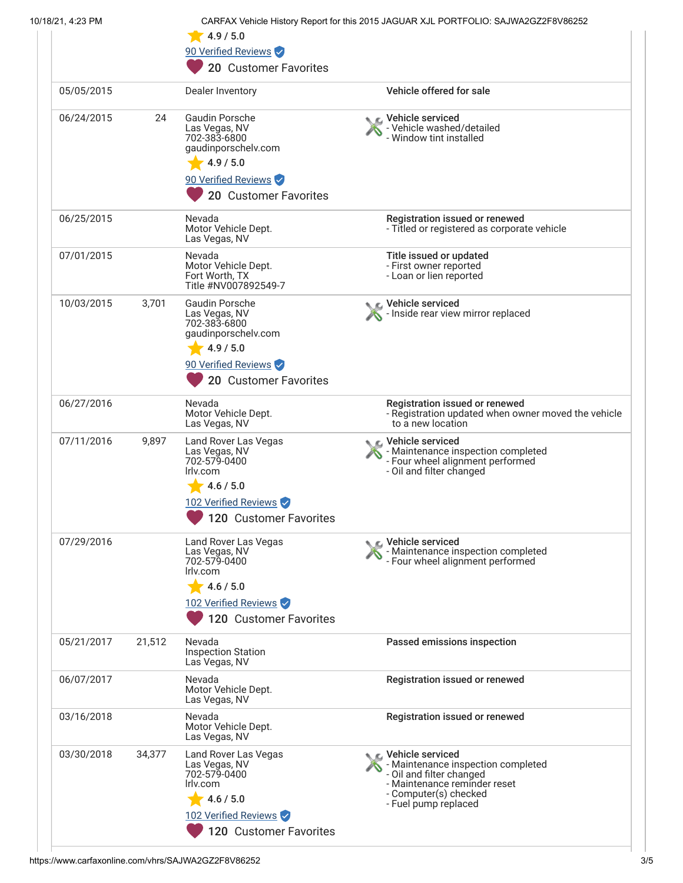| Date | Mileage | Source | Comments |
|---|---|---|---|
| | | 4.9 / 5.0<br>90 Verified Reviews<br>20 Customer Favorites | |
| 05/05/2015 | | Dealer Inventory | **Vehicle offered for sale** |
| 06/24/2015 | 24 | Gaudin Porsche<br>Las Vegas, NV<br>702-383-6800<br>gaudinporschelv.com<br>4.9 / 5.0<br>90 Verified Reviews<br>20 Customer Favorites | **Vehicle serviced**<br>- Vehicle washed/detailed<br>- Window tint installed |
| 06/25/2015 | | Nevada<br>Motor Vehicle Dept.<br>Las Vegas, NV | **Registration issued or renewed**<br>- Titled or registered as corporate vehicle |
| 07/01/2015 | | Nevada<br>Motor Vehicle Dept.<br>Fort Worth, TX<br>Title #NV007892549-7 | **Title issued or updated**<br>- First owner reported<br>- Loan or lien reported |
| 10/03/2015 | 3,701 | Gaudin Porsche<br>Las Vegas, NV<br>702-383-6800<br>gaudinporschelv.com<br>4.9 / 5.0<br>90 Verified Reviews<br>20 Customer Favorites | **Vehicle serviced**<br>- Inside rear view mirror replaced |
| 06/27/2016 | | Nevada<br>Motor Vehicle Dept.<br>Las Vegas, NV | **Registration issued or renewed**<br>- Registration updated when owner moved the vehicle to a new location |
| 07/11/2016 | 9,897 | Land Rover Las Vegas<br>Las Vegas, NV<br>702-579-0400<br>lrlv.com<br>4.6 / 5.0<br>102 Verified Reviews<br>120 Customer Favorites | **Vehicle serviced**<br>- Maintenance inspection completed<br>- Four wheel alignment performed<br>- Oil and filter changed |
| 07/29/2016 | | Land Rover Las Vegas<br>Las Vegas, NV<br>702-579-0400<br>lrlv.com<br>4.6 / 5.0<br>102 Verified Reviews<br>120 Customer Favorites | **Vehicle serviced**<br>- Maintenance inspection completed<br>- Four wheel alignment performed |
| 05/21/2017 | 21,512 | Nevada<br>Inspection Station<br>Las Vegas, NV | **Passed emissions inspection** |
| 06/07/2017 | | Nevada<br>Motor Vehicle Dept.<br>Las Vegas, NV | **Registration issued or renewed** |
| 03/16/2018 | | Nevada<br>Motor Vehicle Dept.<br>Las Vegas, NV | **Registration issued or renewed** |
| 03/30/2018 | 34,377 | Land Rover Las Vegas<br>Las Vegas, NV<br>702-579-0400<br>lrlv.com<br>4.6 / 5.0<br>102 Verified Reviews<br>120 Customer Favorites | **Vehicle serviced**<br>- Maintenance inspection completed<br>- Oil and filter changed<br>- Maintenance reminder reset<br>- Computer(s) checked<br>- Fuel pump replaced |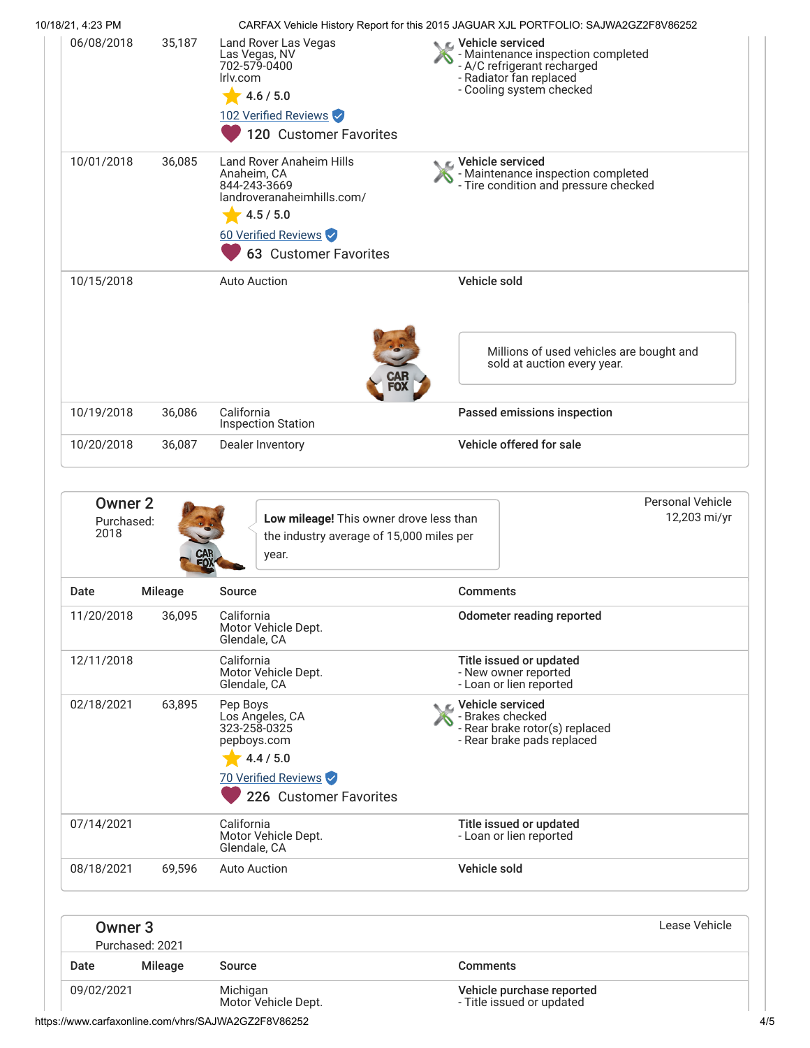| Date | Mileage | Source | Comments |
| --- | --- | --- | --- |
| 06/08/2018 | 35,187 | Land Rover Las Vegas<br>Las Vegas, NV<br>702-579-0400<br>lrlv.com<br>4.6 / 5.0<br>102 Verified Reviews<br>120 Customer Favorites | **Vehicle serviced**<br>- Maintenance inspection completed<br>- A/C refrigerant recharged<br>- Radiator fan replaced<br>- Cooling system checked |
| 10/01/2018 | 36,085 | Land Rover Anaheim Hills<br>Anaheim, CA<br>844-243-3669<br>landroveranaheimhills.com/<br>4.5 / 5.0<br>60 Verified Reviews<br>63 Customer Favorites | **Vehicle serviced**<br>- Maintenance inspection completed<br>- Tire condition and pressure checked |
| 10/15/2018 | | Auto Auction | **Vehicle sold**<br>Millions of used vehicles are bought and sold at auction every year. |
| 10/19/2018 | 36,086 | California<br>Inspection Station | **Passed emissions inspection** |
| 10/20/2018 | 36,087 | Dealer Inventory | **Vehicle offered for sale** |

## Owner 2

Purchased: 2018

**Low mileage!** This owner drove less than the industry average of 15,000 miles per year.

Personal Vehicle
12,203 mi/yr

| Date | Mileage | Source | Comments |
| --- | --- | --- | --- |
| 11/20/2018 | 36,095 | California<br>Motor Vehicle Dept.<br>Glendale, CA | **Odometer reading reported** |
| 12/11/2018 | | California<br>Motor Vehicle Dept.<br>Glendale, CA | **Title issued or updated**<br>- New owner reported<br>- Loan or lien reported |
| 02/18/2021 | 63,895 | Pep Boys<br>Los Angeles, CA<br>323-258-0325<br>pepboys.com<br>4.4 / 5.0<br>70 Verified Reviews<br>226 Customer Favorites | **Vehicle serviced**<br>- Brakes checked<br>- Rear brake rotor(s) replaced<br>- Rear brake pads replaced |
| 07/14/2021 | | California<br>Motor Vehicle Dept.<br>Glendale, CA | **Title issued or updated**<br>- Loan or lien reported |
| 08/18/2021 | 69,596 | Auto Auction | **Vehicle sold** |

## Owner 3

Purchased: 2021

Lease Vehicle

| Date | Mileage | Source | Comments |
| --- | --- | --- | --- |
| 09/02/2021 | | Michigan<br>Motor Vehicle Dept. | **Vehicle purchase reported**<br>- Title issued or updated |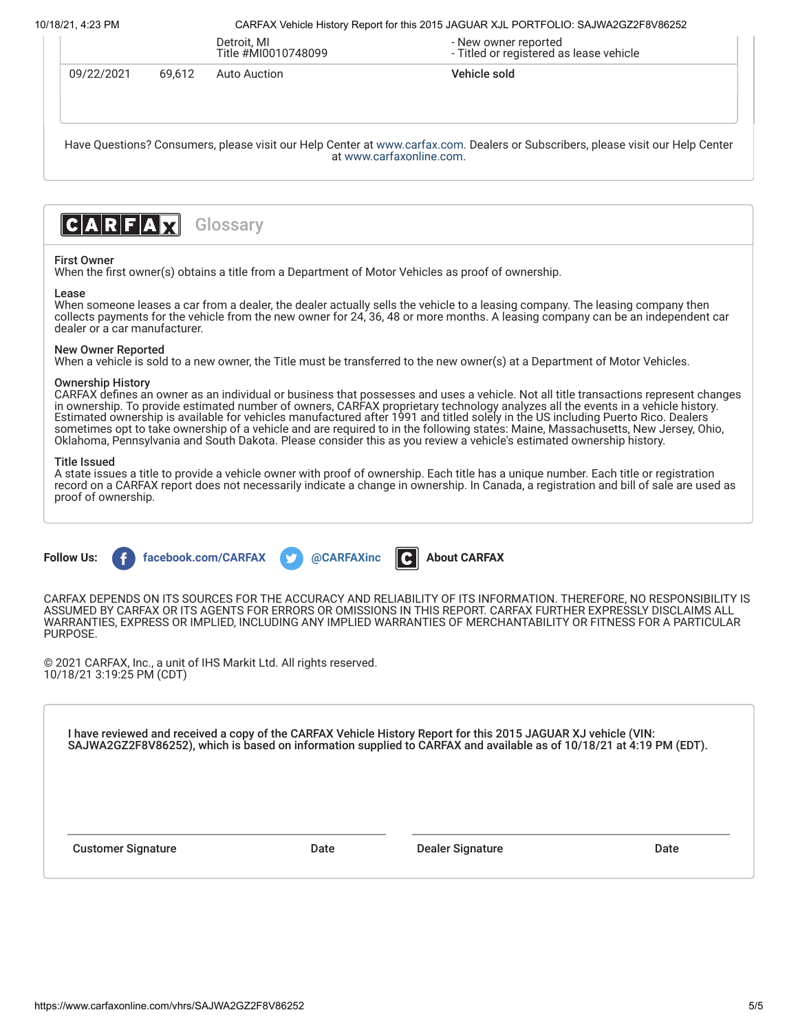| | | | |
|---|---|---|---|
| | | Detroit, MI<br>Title #MI0010748099 | - New owner reported<br>- Titled or registered as lease vehicle |
| 09/22/2021 | 69,612 | Auto Auction | **Vehicle sold** |

Have Questions? Consumers, please visit our Help Center at www.carfax.com. Dealers or Subscribers, please visit our Help Center at www.carfaxonline.com.

## CARFAX Glossary

**First Owner**
When the first owner(s) obtains a title from a Department of Motor Vehicles as proof of ownership.

**Lease**
When someone leases a car from a dealer, the dealer actually sells the vehicle to a leasing company. The leasing company then collects payments for the vehicle from the new owner for 24, 36, 48 or more months. A leasing company can be an independent car dealer or a car manufacturer.

**New Owner Reported**
When a vehicle is sold to a new owner, the Title must be transferred to the new owner(s) at a Department of Motor Vehicles.

**Ownership History**
CARFAX defines an owner as an individual or business that possesses and uses a vehicle. Not all title transactions represent changes in ownership. To provide estimated number of owners, CARFAX proprietary technology analyzes all the events in a vehicle history. Estimated ownership is available for vehicles manufactured after 1991 and titled solely in the US including Puerto Rico. Dealers sometimes opt to take ownership of a vehicle and are required to in the following states: Maine, Massachusetts, New Jersey, Ohio, Oklahoma, Pennsylvania and South Dakota. Please consider this as you review a vehicle's estimated ownership history.

**Title Issued**
A state issues a title to provide a vehicle owner with proof of ownership. Each title has a unique number. Each title or registration record on a CARFAX report does not necessarily indicate a change in ownership. In Canada, a registration and bill of sale are used as proof of ownership.

**Follow Us:** facebook.com/CARFAX @CARFAXinc About CARFAX

CARFAX DEPENDS ON ITS SOURCES FOR THE ACCURACY AND RELIABILITY OF ITS INFORMATION. THEREFORE, NO RESPONSIBILITY IS ASSUMED BY CARFAX OR ITS AGENTS FOR ERRORS OR OMISSIONS IN THIS REPORT. CARFAX FURTHER EXPRESSLY DISCLAIMS ALL WARRANTIES, EXPRESS OR IMPLIED, INCLUDING ANY IMPLIED WARRANTIES OF MERCHANTABILITY OR FITNESS FOR A PARTICULAR PURPOSE.

© 2021 CARFAX, Inc., a unit of IHS Markit Ltd. All rights reserved.
10/18/21 3:19:25 PM (CDT)

**I have reviewed and received a copy of the CARFAX Vehicle History Report for this 2015 JAGUAR XJ vehicle (VIN: SAJWA2GZ2F8V86252), which is based on information supplied to CARFAX and available as of 10/18/21 at 4:19 PM (EDT).**

**Customer Signature** **Date** **Dealer Signature** **Date**